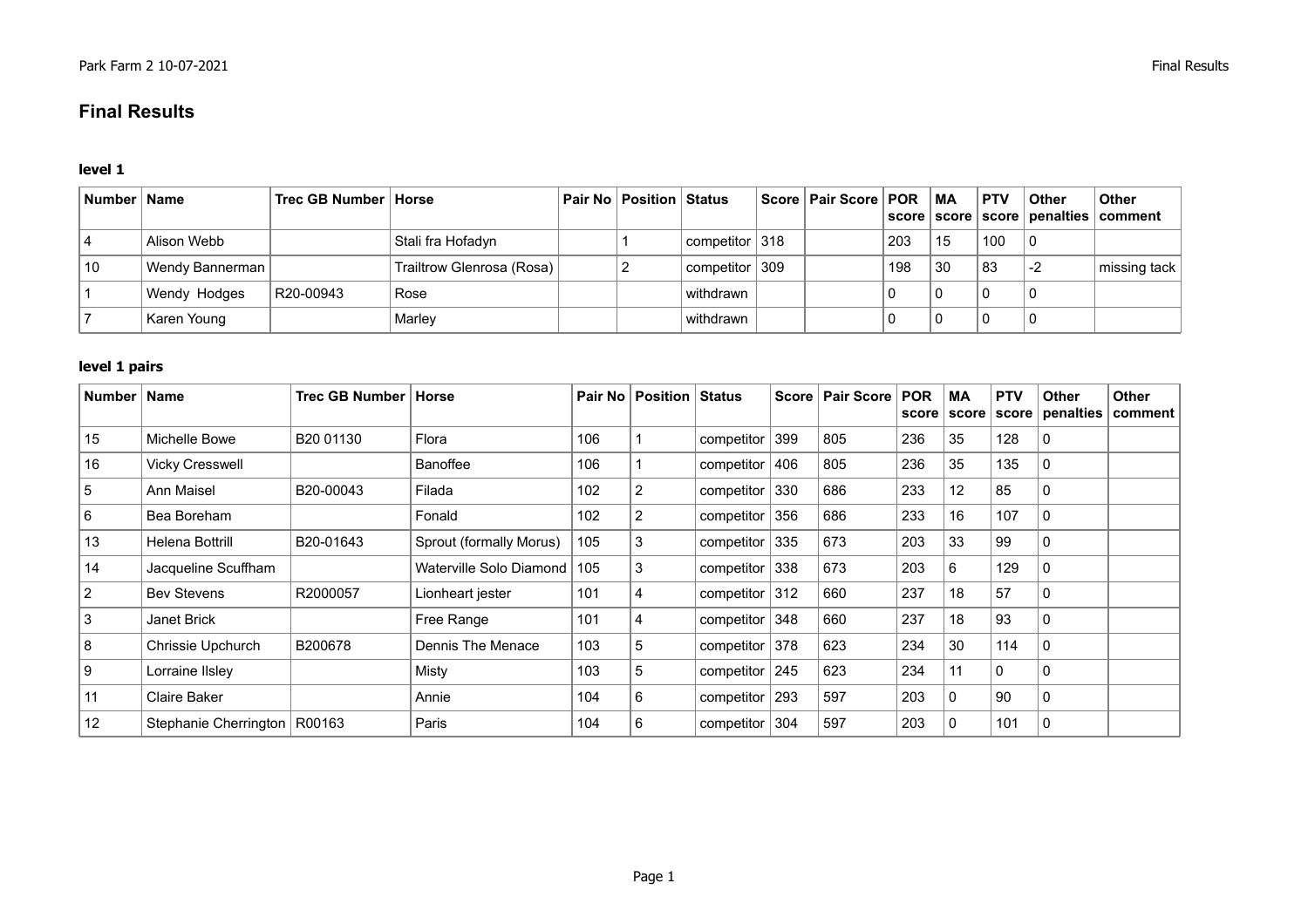# Final Results

### level 1

| Number | Name | Trec GB Number | Horse | Pair No | Position | Status | Score | Pair Score | POR score | MA score | PTV score | Other penalties | Other comment |
|---|---|---|---|---|---|---|---|---|---|---|---|---|---|
| 4 | Alison Webb | | Stali fra Hofadyn | | 1 | competitor | 318 | | 203 | 15 | 100 | 0 | |
| 10 | Wendy Bannerman | | Trailtrow Glenrosa (Rosa) | | 2 | competitor | 309 | | 198 | 30 | 83 | -2 | missing tack |
| 1 | Wendy Hodges | R20-00943 | Rose | | | withdrawn | | | 0 | 0 | 0 | 0 | |
| 7 | Karen Young | | Marley | | | withdrawn | | | 0 | 0 | 0 | 0 | |

### level 1 pairs

| Number | Name | Trec GB Number | Horse | Pair No | Position | Status | Score | Pair Score | POR score | MA score | PTV score | Other penalties | Other comment |
|---|---|---|---|---|---|---|---|---|---|---|---|---|---|
| 15 | Michelle Bowe | B20 01130 | Flora | 106 | 1 | competitor | 399 | 805 | 236 | 35 | 128 | 0 | |
| 16 | Vicky Cresswell | | Banoffee | 106 | 1 | competitor | 406 | 805 | 236 | 35 | 135 | 0 | |
| 5 | Ann Maisel | B20-00043 | Filada | 102 | 2 | competitor | 330 | 686 | 233 | 12 | 85 | 0 | |
| 6 | Bea Boreham | | Fonald | 102 | 2 | competitor | 356 | 686 | 233 | 16 | 107 | 0 | |
| 13 | Helena Bottrill | B20-01643 | Sprout (formally Morus) | 105 | 3 | competitor | 335 | 673 | 203 | 33 | 99 | 0 | |
| 14 | Jacqueline Scuffham | | Waterville Solo Diamond | 105 | 3 | competitor | 338 | 673 | 203 | 6 | 129 | 0 | |
| 2 | Bev Stevens | R2000057 | Lionheart jester | 101 | 4 | competitor | 312 | 660 | 237 | 18 | 57 | 0 | |
| 3 | Janet Brick | | Free Range | 101 | 4 | competitor | 348 | 660 | 237 | 18 | 93 | 0 | |
| 8 | Chrissie Upchurch | B200678 | Dennis The Menace | 103 | 5 | competitor | 378 | 623 | 234 | 30 | 114 | 0 | |
| 9 | Lorraine Ilsley | | Misty | 103 | 5 | competitor | 245 | 623 | 234 | 11 | 0 | 0 | |
| 11 | Claire Baker | | Annie | 104 | 6 | competitor | 293 | 597 | 203 | 0 | 90 | 0 | |
| 12 | Stephanie Cherrington | R00163 | Paris | 104 | 6 | competitor | 304 | 597 | 203 | 0 | 101 | 0 | |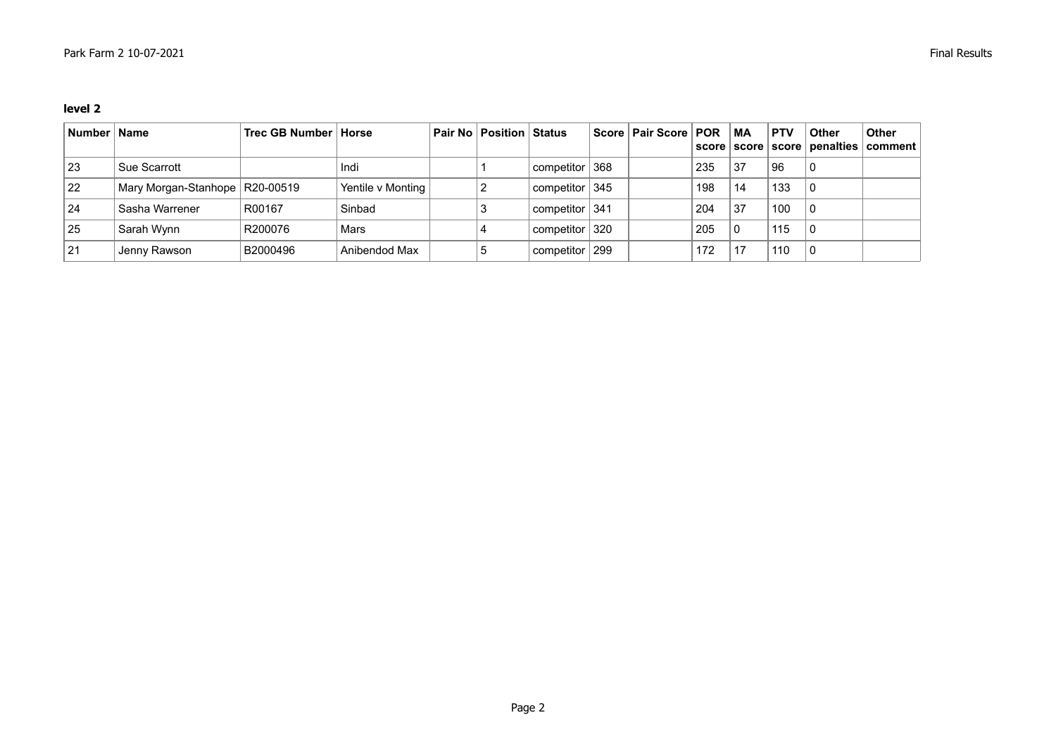**level 2**

| Number | Name | Trec GB Number | Horse | Pair No | Position | Status | Score | Pair Score | POR score | MA score | PTV score | Other penalties | Other comment |
|---|---|---|---|---|---|---|---|---|---|---|---|---|---|
| 23 | Sue Scarrott | | Indi | | 1 | competitor | 368 | | 235 | 37 | 96 | 0 | |
| 22 | Mary Morgan-Stanhope | R20-00519 | Yentile v Monting | | 2 | competitor | 345 | | 198 | 14 | 133 | 0 | |
| 24 | Sasha Warrener | R00167 | Sinbad | | 3 | competitor | 341 | | 204 | 37 | 100 | 0 | |
| 25 | Sarah Wynn | R200076 | Mars | | 4 | competitor | 320 | | 205 | 0 | 115 | 0 | |
| 21 | Jenny Rawson | B2000496 | Anibendod Max | | 5 | competitor | 299 | | 172 | 17 | 110 | 0 | |